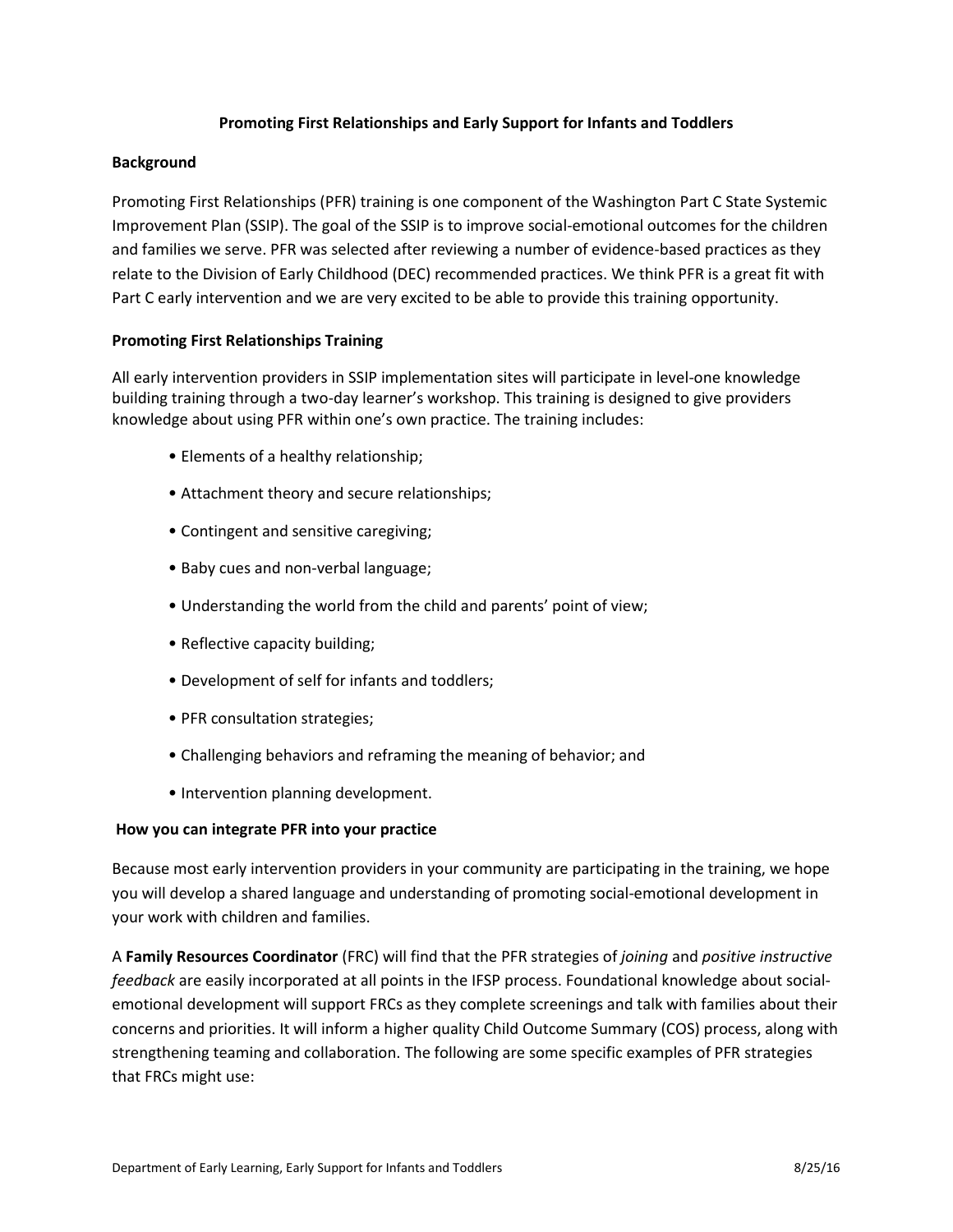# Promoting First Relationships and Early Support for Infants and Toddlers

## Background

Promoting First Relationships (PFR) training is one component of the Washington Part C State Systemic Improvement Plan (SSIP). The goal of the SSIP is to improve social-emotional outcomes for the children and families we serve. PFR was selected after reviewing a number of evidence-based practices as they relate to the Division of Early Childhood (DEC) recommended practices. We think PFR is a great fit with Part C early intervention and we are very excited to be able to provide this training opportunity.

## Promoting First Relationships Training

All early intervention providers in SSIP implementation sites will participate in level-one knowledge building training through a two-day learner's workshop. This training is designed to give providers knowledge about using PFR within one's own practice. The training includes:

- Elements of a healthy relationship;
- Attachment theory and secure relationships;
- Contingent and sensitive caregiving;
- Baby cues and non-verbal language;
- Understanding the world from the child and parents' point of view;
- Reflective capacity building;
- Development of self for infants and toddlers;
- PFR consultation strategies;
- Challenging behaviors and reframing the meaning of behavior; and
- Intervention planning development.

## How you can integrate PFR into your practice

Because most early intervention providers in your community are participating in the training, we hope you will develop a shared language and understanding of promoting social-emotional development in your work with children and families.

A **Family Resources Coordinator** (FRC) will find that the PFR strategies of *joining* and *positive instructive feedback* are easily incorporated at all points in the IFSP process. Foundational knowledge about social-emotional development will support FRCs as they complete screenings and talk with families about their concerns and priorities. It will inform a higher quality Child Outcome Summary (COS) process, along with strengthening teaming and collaboration. The following are some specific examples of PFR strategies that FRCs might use: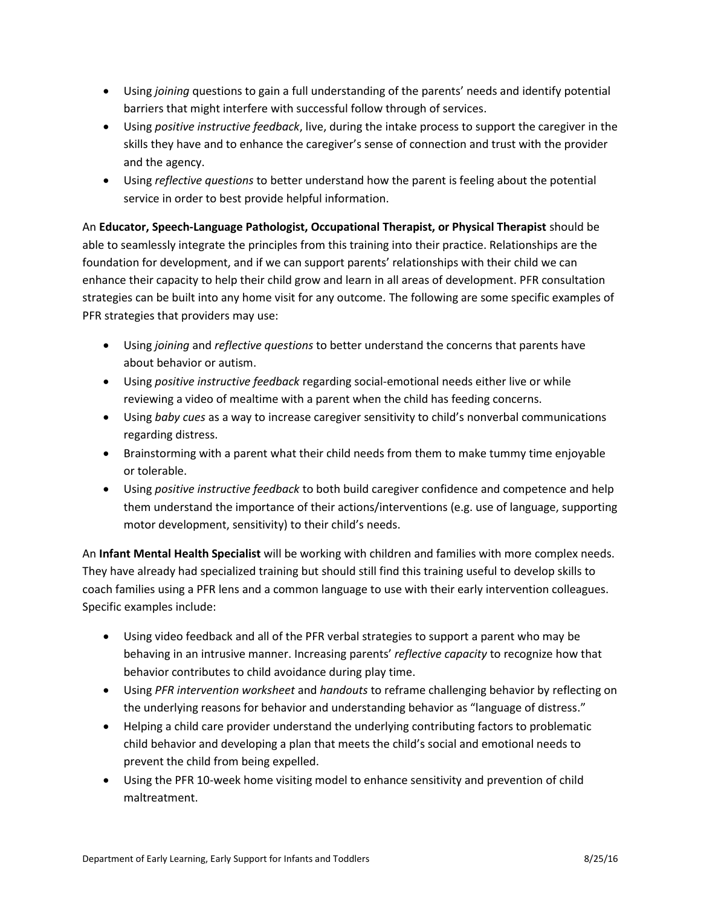- Using *joining* questions to gain a full understanding of the parents' needs and identify potential barriers that might interfere with successful follow through of services.
- Using *positive instructive feedback*, live, during the intake process to support the caregiver in the skills they have and to enhance the caregiver's sense of connection and trust with the provider and the agency.
- Using *reflective questions* to better understand how the parent is feeling about the potential service in order to best provide helpful information.

An **Educator, Speech-Language Pathologist, Occupational Therapist, or Physical Therapist** should be able to seamlessly integrate the principles from this training into their practice. Relationships are the foundation for development, and if we can support parents' relationships with their child we can enhance their capacity to help their child grow and learn in all areas of development. PFR consultation strategies can be built into any home visit for any outcome. The following are some specific examples of PFR strategies that providers may use:

- Using *joining* and *reflective questions* to better understand the concerns that parents have about behavior or autism.
- Using *positive instructive feedback* regarding social-emotional needs either live or while reviewing a video of mealtime with a parent when the child has feeding concerns.
- Using *baby cues* as a way to increase caregiver sensitivity to child's nonverbal communications regarding distress.
- Brainstorming with a parent what their child needs from them to make tummy time enjoyable or tolerable.
- Using *positive instructive feedback* to both build caregiver confidence and competence and help them understand the importance of their actions/interventions (e.g. use of language, supporting motor development, sensitivity) to their child's needs.

An **Infant Mental Health Specialist** will be working with children and families with more complex needs. They have already had specialized training but should still find this training useful to develop skills to coach families using a PFR lens and a common language to use with their early intervention colleagues. Specific examples include:

- Using video feedback and all of the PFR verbal strategies to support a parent who may be behaving in an intrusive manner. Increasing parents' *reflective capacity* to recognize how that behavior contributes to child avoidance during play time.
- Using *PFR intervention worksheet* and *handouts* to reframe challenging behavior by reflecting on the underlying reasons for behavior and understanding behavior as "language of distress."
- Helping a child care provider understand the underlying contributing factors to problematic child behavior and developing a plan that meets the child's social and emotional needs to prevent the child from being expelled.
- Using the PFR 10-week home visiting model to enhance sensitivity and prevention of child maltreatment.